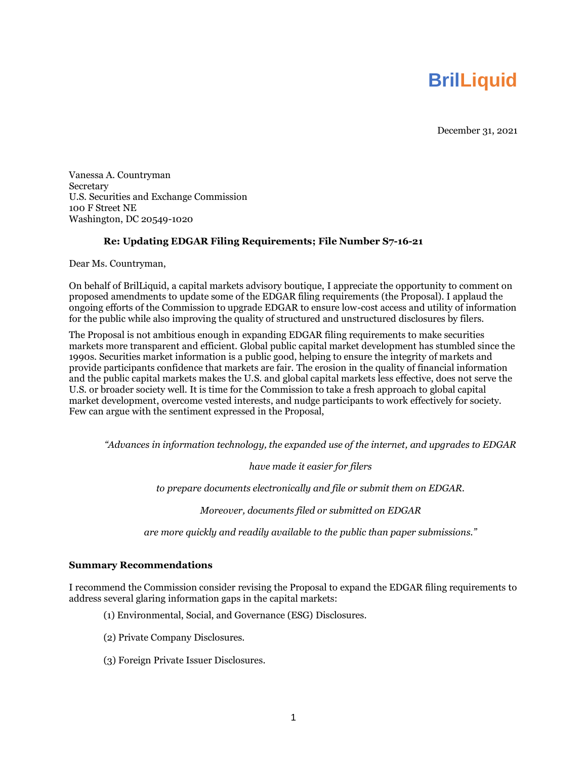**BrilLiquid**

December 31, 2021

Vanessa A. Countryman
Secretary
U.S. Securities and Exchange Commission
100 F Street NE
Washington, DC 20549-1020

**Re: Updating EDGAR Filing Requirements; File Number S7-16-21**

Dear Ms. Countryman,

On behalf of BrilLiquid, a capital markets advisory boutique, I appreciate the opportunity to comment on proposed amendments to update some of the EDGAR filing requirements (the Proposal). I applaud the ongoing efforts of the Commission to upgrade EDGAR to ensure low-cost access and utility of information for the public while also improving the quality of structured and unstructured disclosures by filers.

The Proposal is not ambitious enough in expanding EDGAR filing requirements to make securities markets more transparent and efficient. Global public capital market development has stumbled since the 1990s. Securities market information is a public good, helping to ensure the integrity of markets and provide participants confidence that markets are fair. The erosion in the quality of financial information and the public capital markets makes the U.S. and global capital markets less effective, does not serve the U.S. or broader society well. It is time for the Commission to take a fresh approach to global capital market development, overcome vested interests, and nudge participants to work effectively for society. Few can argue with the sentiment expressed in the Proposal,

> *"Advances in information technology, the expanded use of the internet, and upgrades to EDGAR have made it easier for filers to prepare documents electronically and file or submit them on EDGAR. Moreover, documents filed or submitted on EDGAR are more quickly and readily available to the public than paper submissions."*

**Summary Recommendations**

I recommend the Commission consider revising the Proposal to expand the EDGAR filing requirements to address several glaring information gaps in the capital markets:

(1) Environmental, Social, and Governance (ESG) Disclosures.

(2) Private Company Disclosures.

(3) Foreign Private Issuer Disclosures.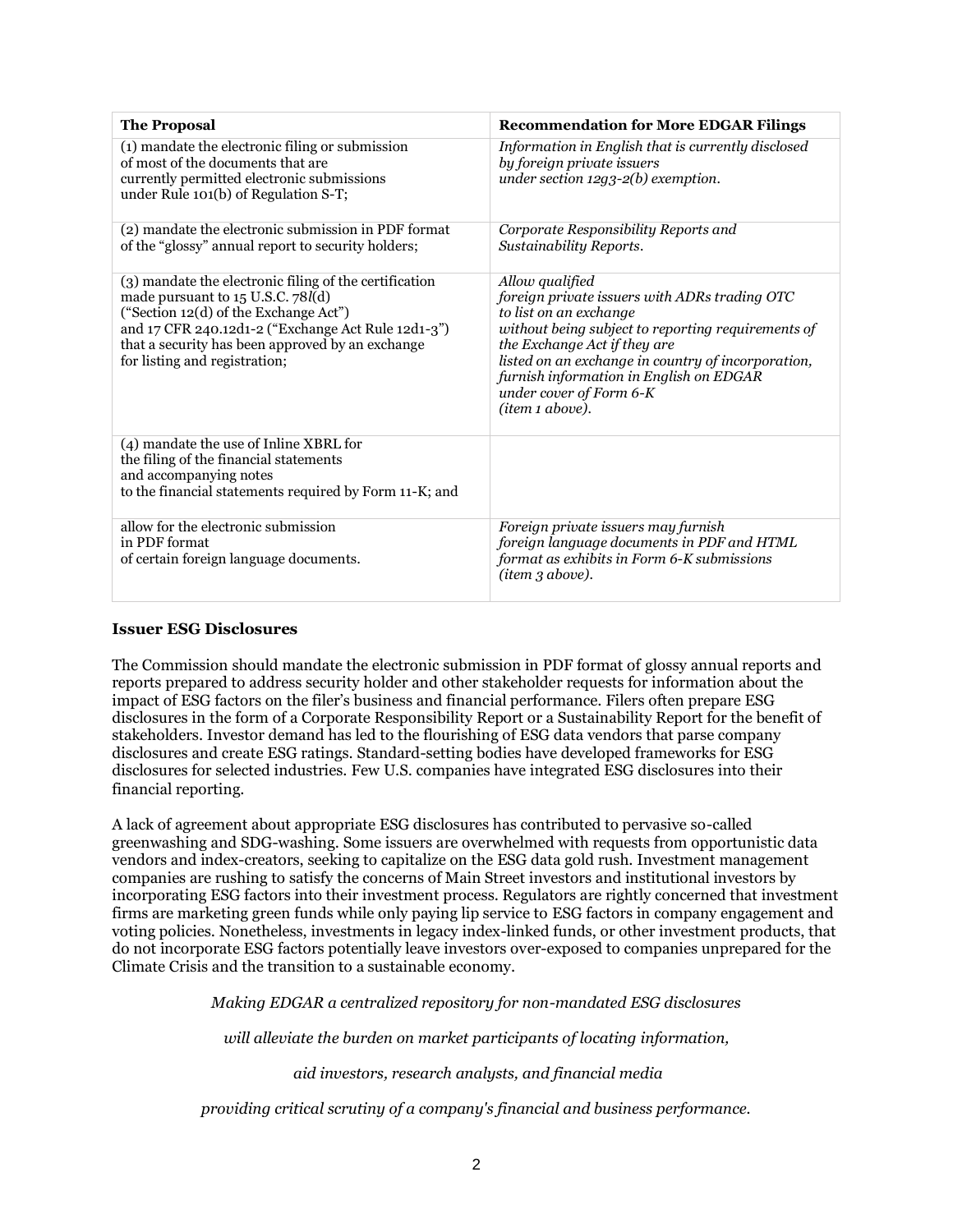| **The Proposal** | **Recommendation for More EDGAR Filings** |
|---|---|
| (1) mandate the electronic filing or submission of most of the documents that are currently permitted electronic submissions under Rule 101(b) of Regulation S-T; | *Information in English that is currently disclosed by foreign private issuers under section 12g3-2(b) exemption.* |
| (2) mandate the electronic submission in PDF format of the "glossy" annual report to security holders; | *Corporate Responsibility Reports and Sustainability Reports.* |
| (3) mandate the electronic filing of the certification made pursuant to 15 U.S.C. 78*l*(d) ("Section 12(d) of the Exchange Act") and 17 CFR 240.12d1-2 ("Exchange Act Rule 12d1-3") that a security has been approved by an exchange for listing and registration; | *Allow qualified foreign private issuers with ADRs trading OTC to list on an exchange without being subject to reporting requirements of the Exchange Act if they are listed on an exchange in country of incorporation, furnish information in English on EDGAR under cover of Form 6-K (item 1 above).* |
| (4) mandate the use of Inline XBRL for the filing of the financial statements and accompanying notes to the financial statements required by Form 11-K; and | |
| allow for the electronic submission in PDF format of certain foreign language documents. | *Foreign private issuers may furnish foreign language documents in PDF and HTML format as exhibits in Form 6-K submissions (item 3 above).* |

**Issuer ESG Disclosures**

The Commission should mandate the electronic submission in PDF format of glossy annual reports and reports prepared to address security holder and other stakeholder requests for information about the impact of ESG factors on the filer's business and financial performance. Filers often prepare ESG disclosures in the form of a Corporate Responsibility Report or a Sustainability Report for the benefit of stakeholders. Investor demand has led to the flourishing of ESG data vendors that parse company disclosures and create ESG ratings. Standard-setting bodies have developed frameworks for ESG disclosures for selected industries. Few U.S. companies have integrated ESG disclosures into their financial reporting.

A lack of agreement about appropriate ESG disclosures has contributed to pervasive so-called greenwashing and SDG-washing. Some issuers are overwhelmed with requests from opportunistic data vendors and index-creators, seeking to capitalize on the ESG data gold rush. Investment management companies are rushing to satisfy the concerns of Main Street investors and institutional investors by incorporating ESG factors into their investment process. Regulators are rightly concerned that investment firms are marketing green funds while only paying lip service to ESG factors in company engagement and voting policies. Nonetheless, investments in legacy index-linked funds, or other investment products, that do not incorporate ESG factors potentially leave investors over-exposed to companies unprepared for the Climate Crisis and the transition to a sustainable economy.

*Making EDGAR a centralized repository for non-mandated ESG disclosures*

*will alleviate the burden on market participants of locating information,*

*aid investors, research analysts, and financial media*

*providing critical scrutiny of a company's financial and business performance.*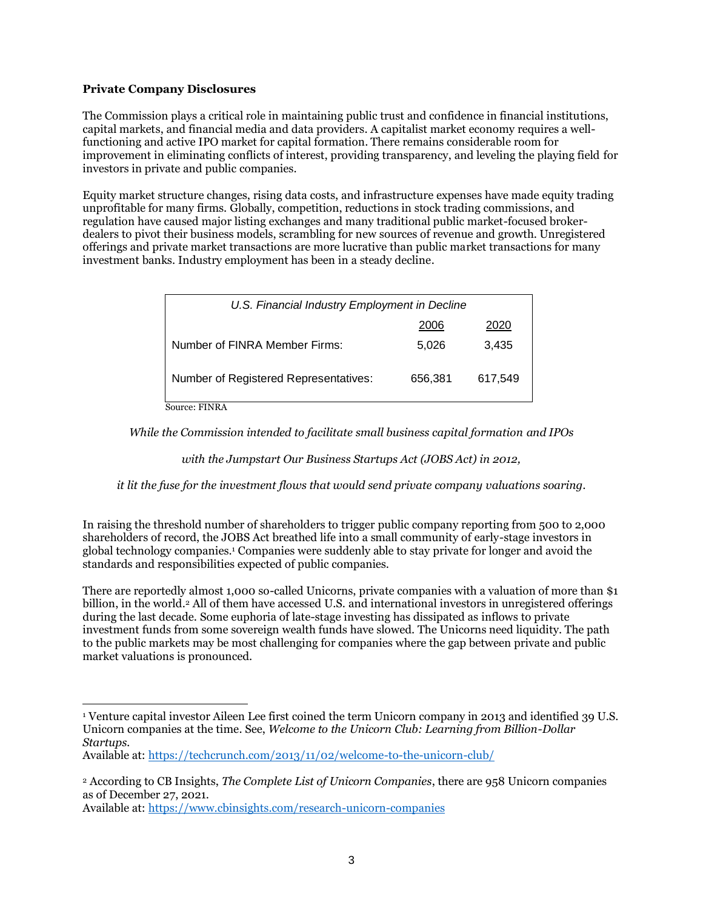**Private Company Disclosures**

The Commission plays a critical role in maintaining public trust and confidence in financial institutions, capital markets, and financial media and data providers. A capitalist market economy requires a well-functioning and active IPO market for capital formation. There remains considerable room for improvement in eliminating conflicts of interest, providing transparency, and leveling the playing field for investors in private and public companies.

Equity market structure changes, rising data costs, and infrastructure expenses have made equity trading unprofitable for many firms. Globally, competition, reductions in stock trading commissions, and regulation have caused major listing exchanges and many traditional public market-focused broker-dealers to pivot their business models, scrambling for new sources of revenue and growth. Unregistered offerings and private market transactions are more lucrative than public market transactions for many investment banks. Industry employment has been in a steady decline.

*U.S. Financial Industry Employment in Decline*

| | 2006 | 2020 |
|---|---|---|
| Number of FINRA Member Firms: | 5,026 | 3,435 |
| Number of Registered Representatives: | 656,381 | 617,549 |

Source: FINRA

*While the Commission intended to facilitate small business capital formation and IPOs with the Jumpstart Our Business Startups Act (JOBS Act) in 2012, it lit the fuse for the investment flows that would send private company valuations soaring.*

In raising the threshold number of shareholders to trigger public company reporting from 500 to 2,000 shareholders of record, the JOBS Act breathed life into a small community of early-stage investors in global technology companies.[1] Companies were suddenly able to stay private for longer and avoid the standards and responsibilities expected of public companies.

There are reportedly almost 1,000 so-called Unicorns, private companies with a valuation of more than $1 billion, in the world.[2] All of them have accessed U.S. and international investors in unregistered offerings during the last decade. Some euphoria of late-stage investing has dissipated as inflows to private investment funds from some sovereign wealth funds have slowed. The Unicorns need liquidity. The path to the public markets may be most challenging for companies where the gap between private and public market valuations is pronounced.

---

[1] Venture capital investor Aileen Lee first coined the term Unicorn company in 2013 and identified 39 U.S. Unicorn companies at the time. See, *Welcome to the Unicorn Club: Learning from Billion-Dollar Startups*.
Available at: https://techcrunch.com/2013/11/02/welcome-to-the-unicorn-club/

[2] According to CB Insights, *The Complete List of Unicorn Companies*, there are 958 Unicorn companies as of December 27, 2021.
Available at: https://www.cbinsights.com/research-unicorn-companies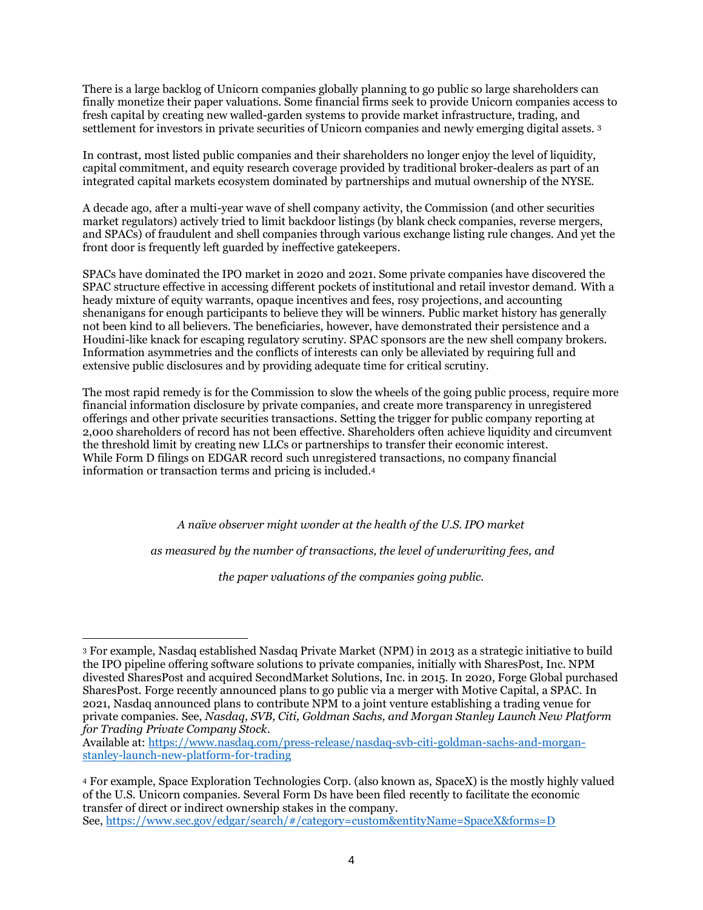There is a large backlog of Unicorn companies globally planning to go public so large shareholders can finally monetize their paper valuations. Some financial firms seek to provide Unicorn companies access to fresh capital by creating new walled-garden systems to provide market infrastructure, trading, and settlement for investors in private securities of Unicorn companies and newly emerging digital assets. [3]

In contrast, most listed public companies and their shareholders no longer enjoy the level of liquidity, capital commitment, and equity research coverage provided by traditional broker-dealers as part of an integrated capital markets ecosystem dominated by partnerships and mutual ownership of the NYSE.

A decade ago, after a multi-year wave of shell company activity, the Commission (and other securities market regulators) actively tried to limit backdoor listings (by blank check companies, reverse mergers, and SPACs) of fraudulent and shell companies through various exchange listing rule changes. And yet the front door is frequently left guarded by ineffective gatekeepers.

SPACs have dominated the IPO market in 2020 and 2021. Some private companies have discovered the SPAC structure effective in accessing different pockets of institutional and retail investor demand. With a heady mixture of equity warrants, opaque incentives and fees, rosy projections, and accounting shenanigans for enough participants to believe they will be winners. Public market history has generally not been kind to all believers. The beneficiaries, however, have demonstrated their persistence and a Houdini-like knack for escaping regulatory scrutiny. SPAC sponsors are the new shell company brokers. Information asymmetries and the conflicts of interests can only be alleviated by requiring full and extensive public disclosures and by providing adequate time for critical scrutiny.

The most rapid remedy is for the Commission to slow the wheels of the going public process, require more financial information disclosure by private companies, and create more transparency in unregistered offerings and other private securities transactions. Setting the trigger for public company reporting at 2,000 shareholders of record has not been effective. Shareholders often achieve liquidity and circumvent the threshold limit by creating new LLCs or partnerships to transfer their economic interest. While Form D filings on EDGAR record such unregistered transactions, no company financial information or transaction terms and pricing is included.[4]

*A naïve observer might wonder at the health of the U.S. IPO market*

*as measured by the number of transactions, the level of underwriting fees, and*

*the paper valuations of the companies going public.*

---

[3] For example, Nasdaq established Nasdaq Private Market (NPM) in 2013 as a strategic initiative to build the IPO pipeline offering software solutions to private companies, initially with SharesPost, Inc. NPM divested SharesPost and acquired SecondMarket Solutions, Inc. in 2015. In 2020, Forge Global purchased SharesPost. Forge recently announced plans to go public via a merger with Motive Capital, a SPAC. In 2021, Nasdaq announced plans to contribute NPM to a joint venture establishing a trading venue for private companies. See, *Nasdaq, SVB, Citi, Goldman Sachs, and Morgan Stanley Launch New Platform for Trading Private Company Stock*.
Available at: [https://www.nasdaq.com/press-release/nasdaq-svb-citi-goldman-sachs-and-morgan-stanley-launch-new-platform-for-trading](https://www.nasdaq.com/press-release/nasdaq-svb-citi-goldman-sachs-and-morgan-stanley-launch-new-platform-for-trading)

[4] For example, Space Exploration Technologies Corp. (also known as, SpaceX) is the mostly highly valued of the U.S. Unicorn companies. Several Form Ds have been filed recently to facilitate the economic transfer of direct or indirect ownership stakes in the company.
See, [https://www.sec.gov/edgar/search/#/category=custom&entityName=SpaceX&forms=D](https://www.sec.gov/edgar/search/#/category=custom&entityName=SpaceX&forms=D)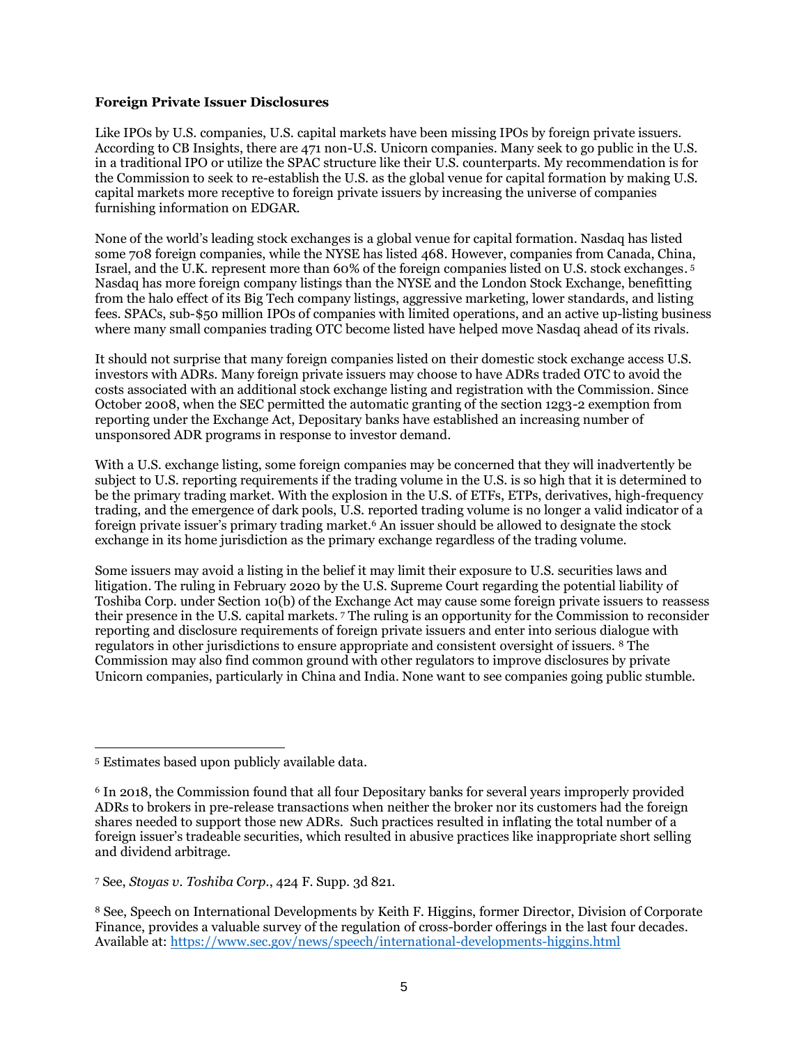**Foreign Private Issuer Disclosures**

Like IPOs by U.S. companies, U.S. capital markets have been missing IPOs by foreign private issuers. According to CB Insights, there are 471 non-U.S. Unicorn companies. Many seek to go public in the U.S. in a traditional IPO or utilize the SPAC structure like their U.S. counterparts. My recommendation is for the Commission to seek to re-establish the U.S. as the global venue for capital formation by making U.S. capital markets more receptive to foreign private issuers by increasing the universe of companies furnishing information on EDGAR.

None of the world's leading stock exchanges is a global venue for capital formation. Nasdaq has listed some 708 foreign companies, while the NYSE has listed 468. However, companies from Canada, China, Israel, and the U.K. represent more than 60% of the foreign companies listed on U.S. stock exchanges.[5] Nasdaq has more foreign company listings than the NYSE and the London Stock Exchange, benefitting from the halo effect of its Big Tech company listings, aggressive marketing, lower standards, and listing fees. SPACs, sub-$50 million IPOs of companies with limited operations, and an active up-listing business where many small companies trading OTC become listed have helped move Nasdaq ahead of its rivals.

It should not surprise that many foreign companies listed on their domestic stock exchange access U.S. investors with ADRs. Many foreign private issuers may choose to have ADRs traded OTC to avoid the costs associated with an additional stock exchange listing and registration with the Commission. Since October 2008, when the SEC permitted the automatic granting of the section 12g3-2 exemption from reporting under the Exchange Act, Depositary banks have established an increasing number of unsponsored ADR programs in response to investor demand.

With a U.S. exchange listing, some foreign companies may be concerned that they will inadvertently be subject to U.S. reporting requirements if the trading volume in the U.S. is so high that it is determined to be the primary trading market. With the explosion in the U.S. of ETFs, ETPs, derivatives, high-frequency trading, and the emergence of dark pools, U.S. reported trading volume is no longer a valid indicator of a foreign private issuer's primary trading market.[6] An issuer should be allowed to designate the stock exchange in its home jurisdiction as the primary exchange regardless of the trading volume.

Some issuers may avoid a listing in the belief it may limit their exposure to U.S. securities laws and litigation. The ruling in February 2020 by the U.S. Supreme Court regarding the potential liability of Toshiba Corp. under Section 10(b) of the Exchange Act may cause some foreign private issuers to reassess their presence in the U.S. capital markets.[7] The ruling is an opportunity for the Commission to reconsider reporting and disclosure requirements of foreign private issuers and enter into serious dialogue with regulators in other jurisdictions to ensure appropriate and consistent oversight of issuers.[8] The Commission may also find common ground with other regulators to improve disclosures by private Unicorn companies, particularly in China and India. None want to see companies going public stumble.

---

[5] Estimates based upon publicly available data.

[6] In 2018, the Commission found that all four Depositary banks for several years improperly provided ADRs to brokers in pre-release transactions when neither the broker nor its customers had the foreign shares needed to support those new ADRs. Such practices resulted in inflating the total number of a foreign issuer's tradeable securities, which resulted in abusive practices like inappropriate short selling and dividend arbitrage.

[7] See, *Stoyas v. Toshiba Corp.*, 424 F. Supp. 3d 821.

[8] See, Speech on International Developments by Keith F. Higgins, former Director, Division of Corporate Finance, provides a valuable survey of the regulation of cross-border offerings in the last four decades. Available at: [https://www.sec.gov/news/speech/international-developments-higgins.html](https://www.sec.gov/news/speech/international-developments-higgins.html)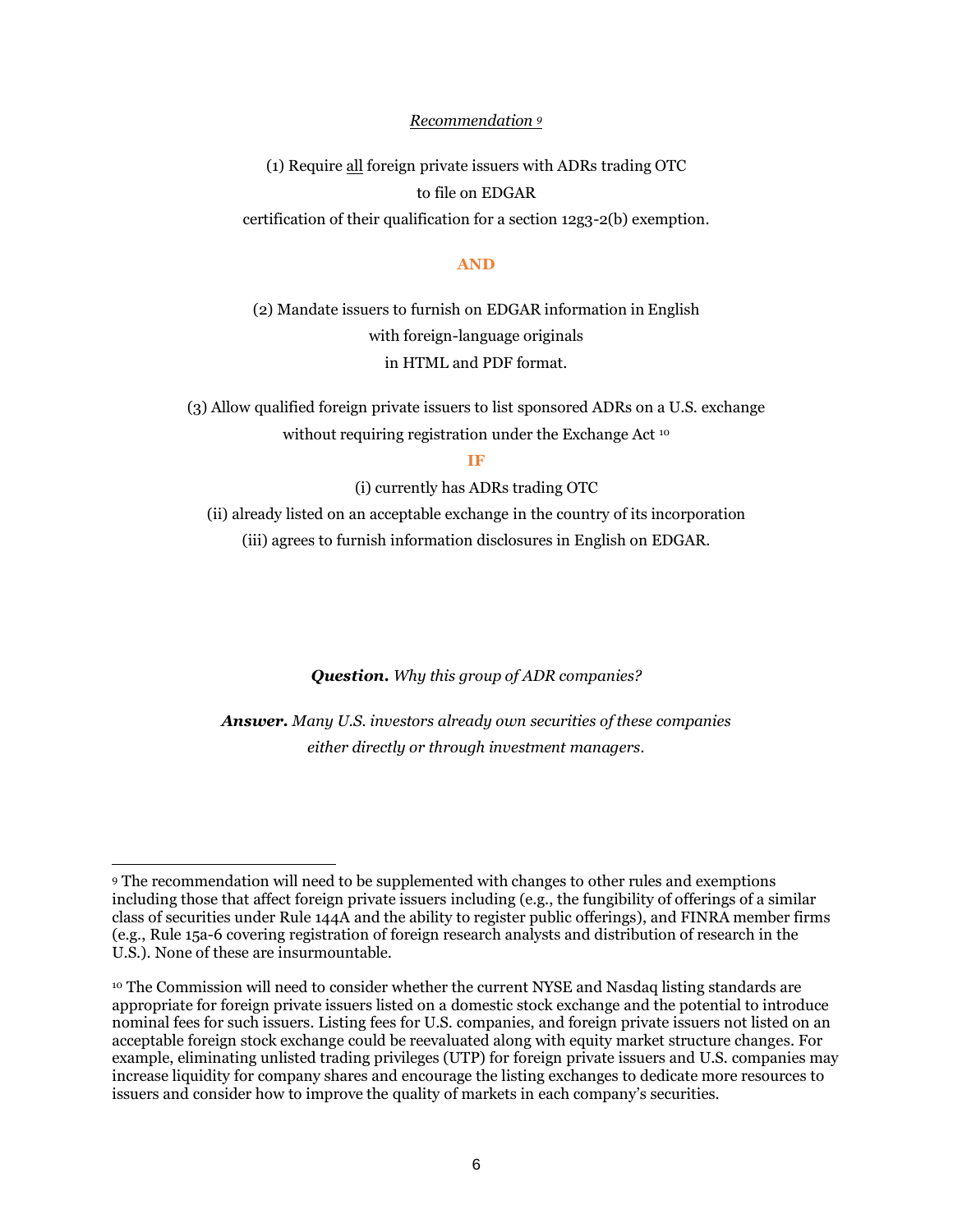*Recommendation* [9]

(1) Require <u>all</u> foreign private issuers with ADRs trading OTC
to file on EDGAR
certification of their qualification for a section 12g3-2(b) exemption.

**AND**

(2) Mandate issuers to furnish on EDGAR information in English
with foreign-language originals
in HTML and PDF format.

(3) Allow qualified foreign private issuers to list sponsored ADRs on a U.S. exchange
without requiring registration under the Exchange Act [10]

**IF**

(i) currently has ADRs trading OTC
(ii) already listed on an acceptable exchange in the country of its incorporation
(iii) agrees to furnish information disclosures in English on EDGAR.

***Question.*** *Why this group of ADR companies?*

***Answer.*** *Many U.S. investors already own securities of these companies either directly or through investment managers.*

---

[9] The recommendation will need to be supplemented with changes to other rules and exemptions including those that affect foreign private issuers including (e.g., the fungibility of offerings of a similar class of securities under Rule 144A and the ability to register public offerings), and FINRA member firms (e.g., Rule 15a-6 covering registration of foreign research analysts and distribution of research in the U.S.). None of these are insurmountable.

[10] The Commission will need to consider whether the current NYSE and Nasdaq listing standards are appropriate for foreign private issuers listed on a domestic stock exchange and the potential to introduce nominal fees for such issuers. Listing fees for U.S. companies, and foreign private issuers not listed on an acceptable foreign stock exchange could be reevaluated along with equity market structure changes. For example, eliminating unlisted trading privileges (UTP) for foreign private issuers and U.S. companies may increase liquidity for company shares and encourage the listing exchanges to dedicate more resources to issuers and consider how to improve the quality of markets in each company's securities.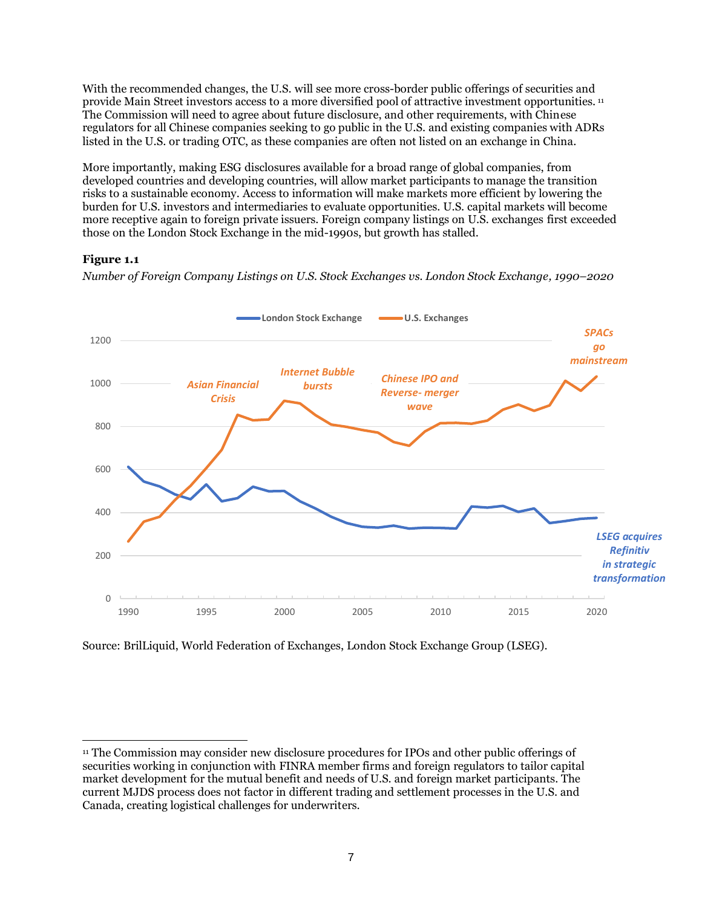With the recommended changes, the U.S. will see more cross-border public offerings of securities and provide Main Street investors access to a more diversified pool of attractive investment opportunities.[11] The Commission will need to agree about future disclosure, and other requirements, with Chinese regulators for all Chinese companies seeking to go public in the U.S. and existing companies with ADRs listed in the U.S. or trading OTC, as these companies are often not listed on an exchange in China.

More importantly, making ESG disclosures available for a broad range of global companies, from developed countries and developing countries, will allow market participants to manage the transition risks to a sustainable economy. Access to information will make markets more efficient by lowering the burden for U.S. investors and intermediaries to evaluate opportunities. U.S. capital markets will become more receptive again to foreign private issuers. Foreign company listings on U.S. exchanges first exceeded those on the London Stock Exchange in the mid-1990s, but growth has stalled.

**Figure 1.1**

*Number of Foreign Company Listings on U.S. Stock Exchanges vs. London Stock Exchange, 1990–2020*

Source: BrilLiquid, World Federation of Exchanges, London Stock Exchange Group (LSEG).

---

[11] The Commission may consider new disclosure procedures for IPOs and other public offerings of securities working in conjunction with FINRA member firms and foreign regulators to tailor capital market development for the mutual benefit and needs of U.S. and foreign market participants. The current MJDS process does not factor in different trading and settlement processes in the U.S. and Canada, creating logistical challenges for underwriters.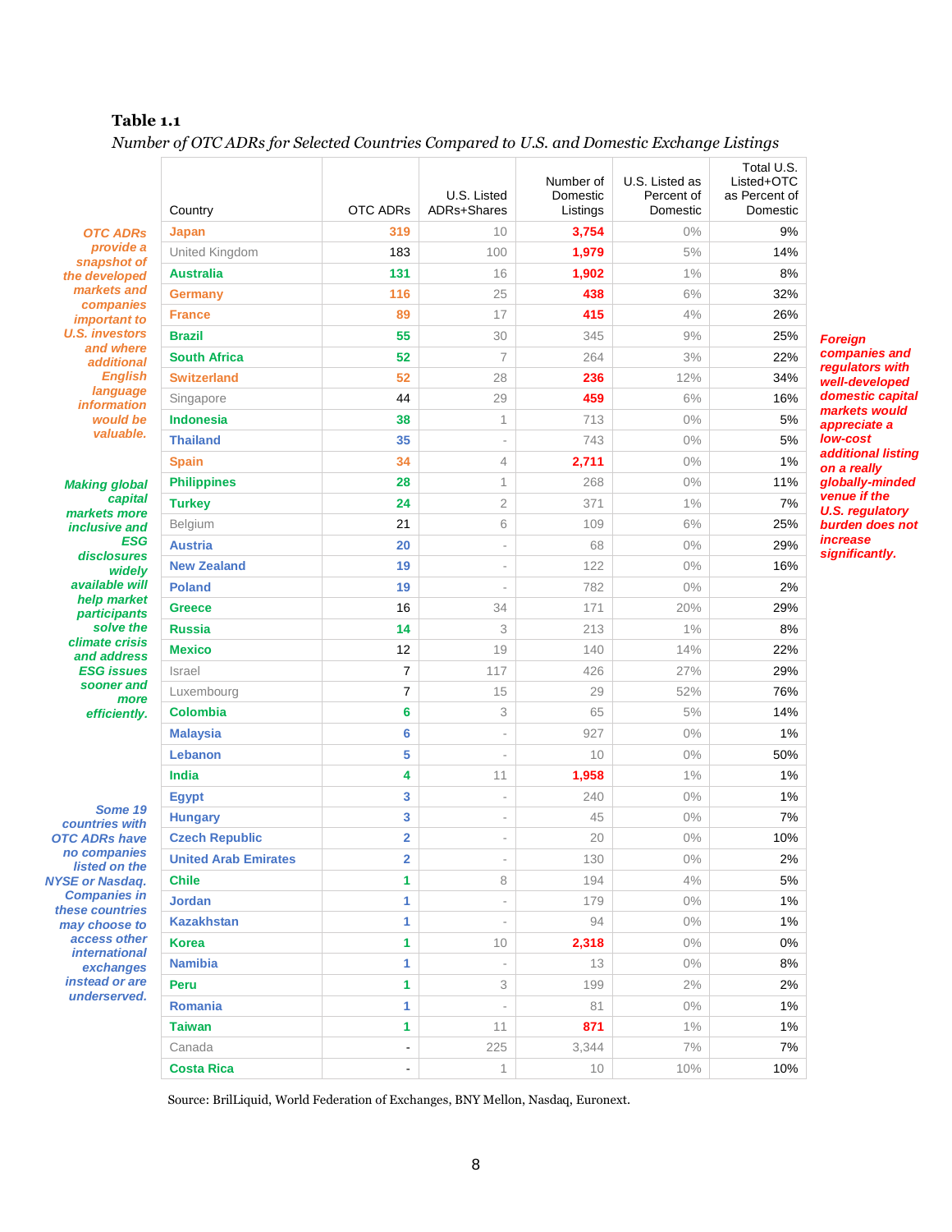**Table 1.1**

*Number of OTC ADRs for Selected Countries Compared to U.S. and Domestic Exchange Listings*

*OTC ADRs provide a snapshot of the developed markets and companies important to U.S. investors and where additional English language information would be valuable.*

*Making global capital markets more inclusive and ESG disclosures widely available will help market participants solve the climate crisis and address ESG issues sooner and more efficiently.*

*Some 19 countries with OTC ADRs have no companies listed on the NYSE or Nasdaq. Companies in these countries may choose to access other international exchanges instead or are underserved.*

*Foreign companies and regulators with well-developed domestic capital markets would appreciate a low-cost additional listing on a really globally-minded venue if the U.S. regulatory burden does not increase significantly.*

| Country | OTC ADRs | U.S. Listed ADRs+Shares | Number of Domestic Listings | U.S. Listed as Percent of Domestic | Total U.S. Listed+OTC as Percent of Domestic |
|---|---|---|---|---|---|
| Japan | 319 | 10 | 3,754 | 0% | 9% |
| United Kingdom | 183 | 100 | 1,979 | 5% | 14% |
| Australia | 131 | 16 | 1,902 | 1% | 8% |
| Germany | 116 | 25 | 438 | 6% | 32% |
| France | 89 | 17 | 415 | 4% | 26% |
| Brazil | 55 | 30 | 345 | 9% | 25% |
| South Africa | 52 | 7 | 264 | 3% | 22% |
| Switzerland | 52 | 28 | 236 | 12% | 34% |
| Singapore | 44 | 29 | 459 | 6% | 16% |
| Indonesia | 38 | 1 | 713 | 0% | 5% |
| Thailand | 35 | - | 743 | 0% | 5% |
| Spain | 34 | 4 | 2,711 | 0% | 1% |
| Philippines | 28 | 1 | 268 | 0% | 11% |
| Turkey | 24 | 2 | 371 | 1% | 7% |
| Belgium | 21 | 6 | 109 | 6% | 25% |
| Austria | 20 | - | 68 | 0% | 29% |
| New Zealand | 19 | - | 122 | 0% | 16% |
| Poland | 19 | - | 782 | 0% | 2% |
| Greece | 16 | 34 | 171 | 20% | 29% |
| Russia | 14 | 3 | 213 | 1% | 8% |
| Mexico | 12 | 19 | 140 | 14% | 22% |
| Israel | 7 | 117 | 426 | 27% | 29% |
| Luxembourg | 7 | 15 | 29 | 52% | 76% |
| Colombia | 6 | 3 | 65 | 5% | 14% |
| Malaysia | 6 | - | 927 | 0% | 1% |
| Lebanon | 5 | - | 10 | 0% | 50% |
| India | 4 | 11 | 1,958 | 1% | 1% |
| Egypt | 3 | - | 240 | 0% | 1% |
| Hungary | 3 | - | 45 | 0% | 7% |
| Czech Republic | 2 | - | 20 | 0% | 10% |
| United Arab Emirates | 2 | - | 130 | 0% | 2% |
| Chile | 1 | 8 | 194 | 4% | 5% |
| Jordan | 1 | - | 179 | 0% | 1% |
| Kazakhstan | 1 | - | 94 | 0% | 1% |
| Korea | 1 | 10 | 2,318 | 0% | 0% |
| Namibia | 1 | - | 13 | 0% | 8% |
| Peru | 1 | 3 | 199 | 2% | 2% |
| Romania | 1 | - | 81 | 0% | 1% |
| Taiwan | 1 | 11 | 871 | 1% | 1% |
| Canada | - | 225 | 3,344 | 7% | 7% |
| Costa Rica | - | 1 | 10 | 10% | 10% |

Source: BrilLiquid, World Federation of Exchanges, BNY Mellon, Nasdaq, Euronext.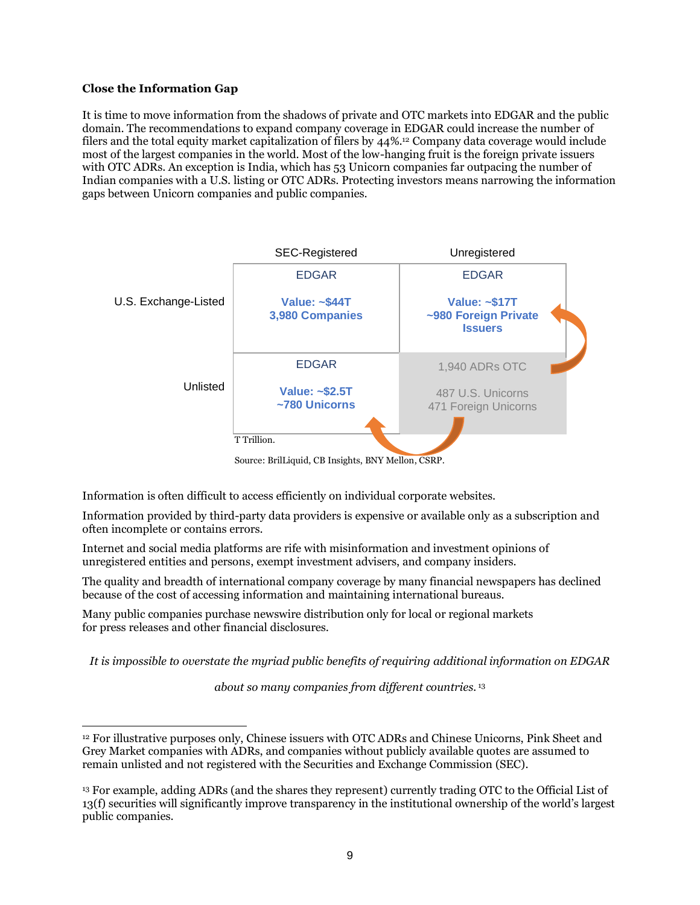**Close the Information Gap**

It is time to move information from the shadows of private and OTC markets into EDGAR and the public domain. The recommendations to expand company coverage in EDGAR could increase the number of filers and the total equity market capitalization of filers by 44%.[12] Company data coverage would include most of the largest companies in the world. Most of the low-hanging fruit is the foreign private issuers with OTC ADRs. An exception is India, which has 53 Unicorn companies far outpacing the number of Indian companies with a U.S. listing or OTC ADRs. Protecting investors means narrowing the information gaps between Unicorn companies and public companies.

| | SEC-Registered | Unregistered |
|---|---|---|
| U.S. Exchange-Listed | EDGAR<br>Value: ~$44T<br>3,980 Companies | EDGAR<br>Value: ~$17T<br>~980 Foreign Private Issuers |
| Unlisted | EDGAR<br>Value: ~$2.5T<br>~780 Unicorns | 1,940 ADRs OTC<br>487 U.S. Unicorns<br>471 Foreign Unicorns |

T Trillion.

Source: BrilLiquid, CB Insights, BNY Mellon, CSRP.

Information is often difficult to access efficiently on individual corporate websites.

Information provided by third-party data providers is expensive or available only as a subscription and often incomplete or contains errors.

Internet and social media platforms are rife with misinformation and investment opinions of unregistered entities and persons, exempt investment advisers, and company insiders.

The quality and breadth of international company coverage by many financial newspapers has declined because of the cost of accessing information and maintaining international bureaus.

Many public companies purchase newswire distribution only for local or regional markets for press releases and other financial disclosures.

*It is impossible to overstate the myriad public benefits of requiring additional information on EDGAR about so many companies from different countries.*[13]

---

[12] For illustrative purposes only, Chinese issuers with OTC ADRs and Chinese Unicorns, Pink Sheet and Grey Market companies with ADRs, and companies without publicly available quotes are assumed to remain unlisted and not registered with the Securities and Exchange Commission (SEC).

[13] For example, adding ADRs (and the shares they represent) currently trading OTC to the Official List of 13(f) securities will significantly improve transparency in the institutional ownership of the world's largest public companies.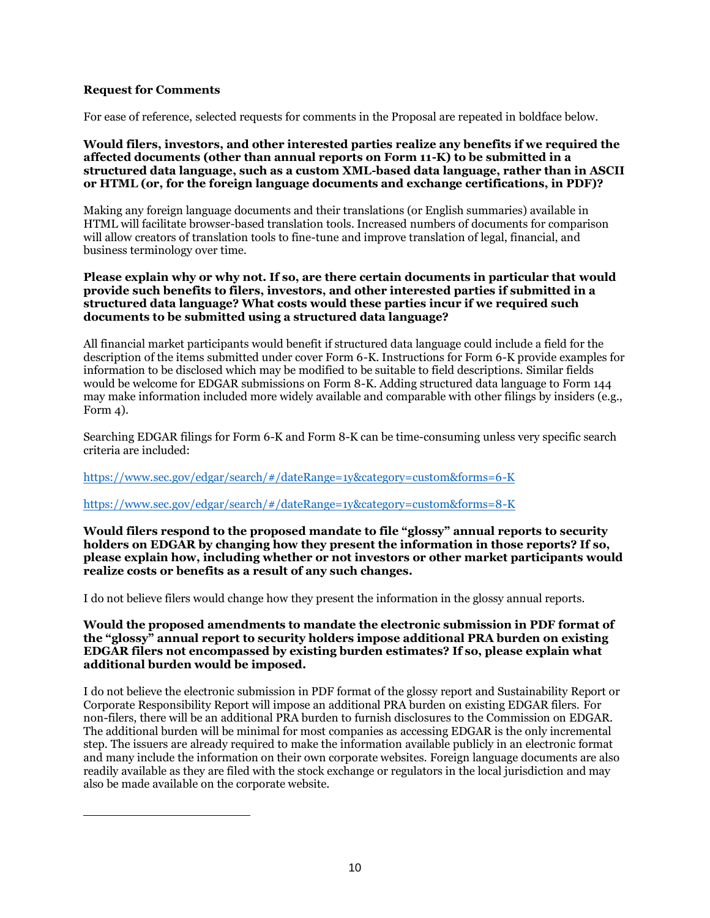**Request for Comments**

For ease of reference, selected requests for comments in the Proposal are repeated in boldface below.

**Would filers, investors, and other interested parties realize any benefits if we required the affected documents (other than annual reports on Form 11-K) to be submitted in a structured data language, such as a custom XML-based data language, rather than in ASCII or HTML (or, for the foreign language documents and exchange certifications, in PDF)?**

Making any foreign language documents and their translations (or English summaries) available in HTML will facilitate browser-based translation tools. Increased numbers of documents for comparison will allow creators of translation tools to fine-tune and improve translation of legal, financial, and business terminology over time.

**Please explain why or why not. If so, are there certain documents in particular that would provide such benefits to filers, investors, and other interested parties if submitted in a structured data language? What costs would these parties incur if we required such documents to be submitted using a structured data language?**

All financial market participants would benefit if structured data language could include a field for the description of the items submitted under cover Form 6-K. Instructions for Form 6-K provide examples for information to be disclosed which may be modified to be suitable to field descriptions. Similar fields would be welcome for EDGAR submissions on Form 8-K. Adding structured data language to Form 144 may make information included more widely available and comparable with other filings by insiders (e.g., Form 4).

Searching EDGAR filings for Form 6-K and Form 8-K can be time-consuming unless very specific search criteria are included:

https://www.sec.gov/edgar/search/#/dateRange=1y&category=custom&forms=6-K

https://www.sec.gov/edgar/search/#/dateRange=1y&category=custom&forms=8-K

**Would filers respond to the proposed mandate to file "glossy" annual reports to security holders on EDGAR by changing how they present the information in those reports? If so, please explain how, including whether or not investors or other market participants would realize costs or benefits as a result of any such changes.**

I do not believe filers would change how they present the information in the glossy annual reports.

**Would the proposed amendments to mandate the electronic submission in PDF format of the "glossy" annual report to security holders impose additional PRA burden on existing EDGAR filers not encompassed by existing burden estimates? If so, please explain what additional burden would be imposed.**

I do not believe the electronic submission in PDF format of the glossy report and Sustainability Report or Corporate Responsibility Report will impose an additional PRA burden on existing EDGAR filers. For non-filers, there will be an additional PRA burden to furnish disclosures to the Commission on EDGAR. The additional burden will be minimal for most companies as accessing EDGAR is the only incremental step. The issuers are already required to make the information available publicly in an electronic format and many include the information on their own corporate websites. Foreign language documents are also readily available as they are filed with the stock exchange or regulators in the local jurisdiction and may also be made available on the corporate website.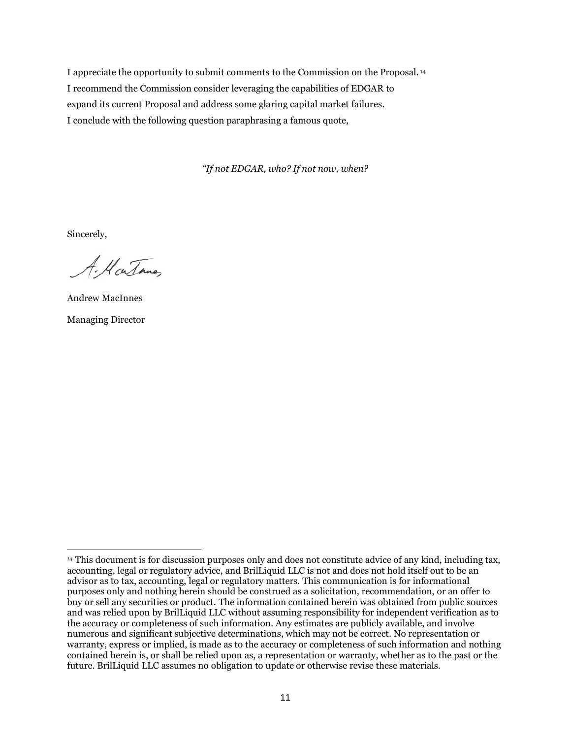I appreciate the opportunity to submit comments to the Commission on the Proposal.[14]
I recommend the Commission consider leveraging the capabilities of EDGAR to expand its current Proposal and address some glaring capital market failures.
I conclude with the following question paraphrasing a famous quote,

*"If not EDGAR, who? If not now, when?*

Sincerely,

Andrew MacInnes

Managing Director

---

[14] This document is for discussion purposes only and does not constitute advice of any kind, including tax, accounting, legal or regulatory advice, and BrilLiquid LLC is not and does not hold itself out to be an advisor as to tax, accounting, legal or regulatory matters. This communication is for informational purposes only and nothing herein should be construed as a solicitation, recommendation, or an offer to buy or sell any securities or product. The information contained herein was obtained from public sources and was relied upon by BrilLiquid LLC without assuming responsibility for independent verification as to the accuracy or completeness of such information. Any estimates are publicly available, and involve numerous and significant subjective determinations, which may not be correct. No representation or warranty, express or implied, is made as to the accuracy or completeness of such information and nothing contained herein is, or shall be relied upon as, a representation or warranty, whether as to the past or the future. BrilLiquid LLC assumes no obligation to update or otherwise revise these materials.